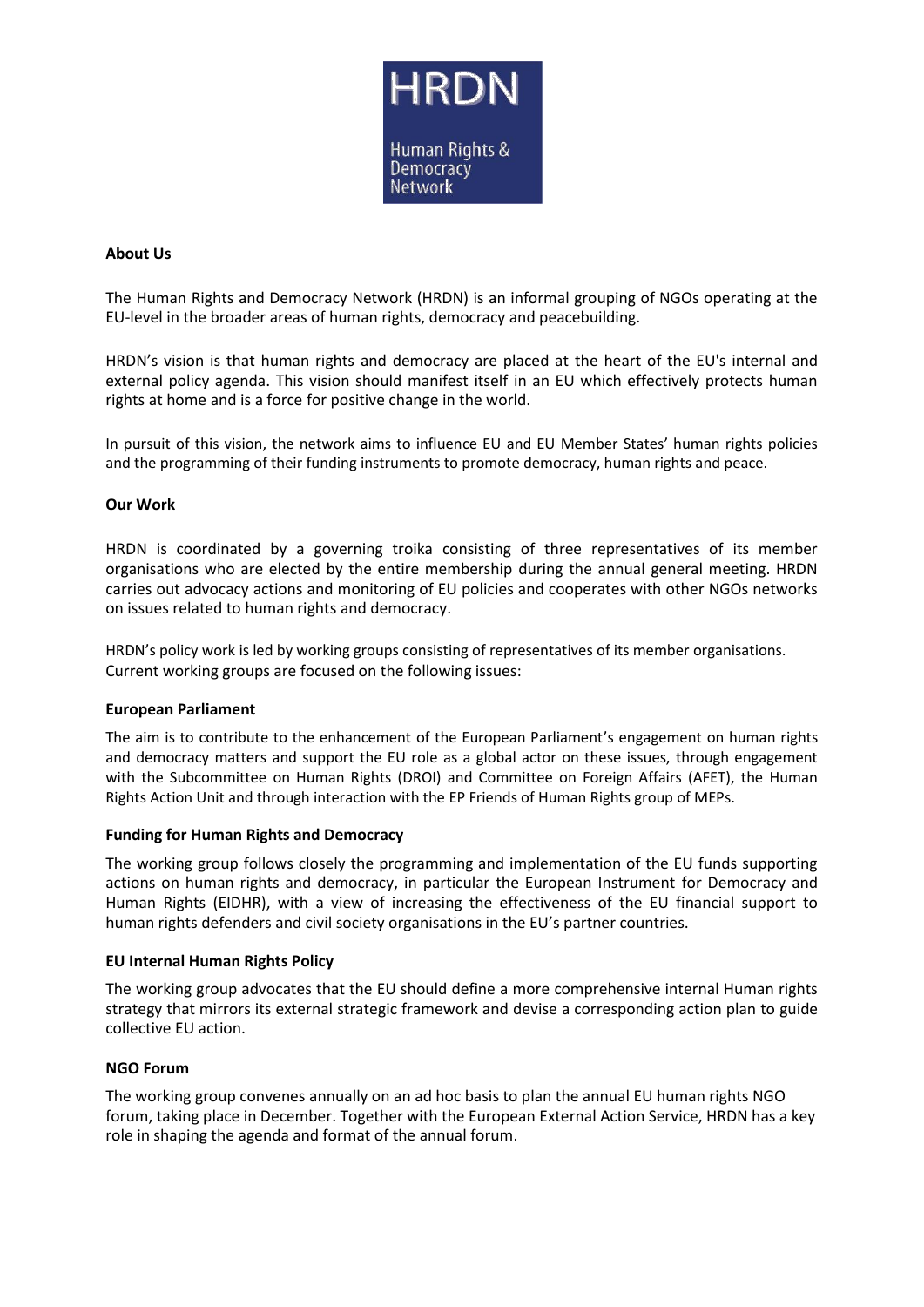HRDN

Human Rights & Democracy Network

## About Us

The Human Rights and Democracy Network (HRDN) is an informal grouping of NGOs operating at the EU-level in the broader areas of human rights, democracy and peacebuilding.

HRDN's vision is that human rights and democracy are placed at the heart of the EU's internal and external policy agenda. This vision should manifest itself in an EU which effectively protects human rights at home and is a force for positive change in the world.

In pursuit of this vision, the network aims to influence EU and EU Member States' human rights policies and the programming of their funding instruments to promote democracy, human rights and peace.

## Our Work

HRDN is coordinated by a governing troika consisting of three representatives of its member organisations who are elected by the entire membership during the annual general meeting. HRDN carries out advocacy actions and monitoring of EU policies and cooperates with other NGOs networks on issues related to human rights and democracy.

HRDN's policy work is led by working groups consisting of representatives of its member organisations. Current working groups are focused on the following issues:

### European Parliament

The aim is to contribute to the enhancement of the European Parliament's engagement on human rights and democracy matters and support the EU role as a global actor on these issues, through engagement with the Subcommittee on Human Rights (DROI) and Committee on Foreign Affairs (AFET), the Human Rights Action Unit and through interaction with the EP Friends of Human Rights group of MEPs.

### Funding for Human Rights and Democracy

The working group follows closely the programming and implementation of the EU funds supporting actions on human rights and democracy, in particular the European Instrument for Democracy and Human Rights (EIDHR), with a view of increasing the effectiveness of the EU financial support to human rights defenders and civil society organisations in the EU's partner countries.

### EU Internal Human Rights Policy

The working group advocates that the EU should define a more comprehensive internal Human rights strategy that mirrors its external strategic framework and devise a corresponding action plan to guide collective EU action.

### NGO Forum

The working group convenes annually on an ad hoc basis to plan the annual EU human rights NGO forum, taking place in December. Together with the European External Action Service, HRDN has a key role in shaping the agenda and format of the annual forum.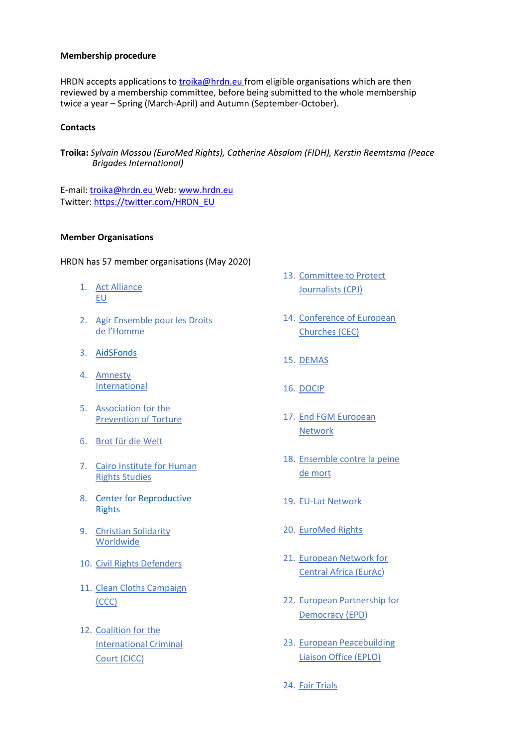**Membership procedure**

HRDN accepts applications to troika@hrdn.eu from eligible organisations which are then reviewed by a membership committee, before being submitted to the whole membership twice a year – Spring (March-April) and Autumn (September-October).

**Contacts**

**Troika:** *Sylvain Mossou (EuroMed Rights), Catherine Absalom (FIDH), Kerstin Reemtsma (Peace Brigades International)*

E-mail: troika@hrdn.eu Web: www.hrdn.eu
Twitter: https://twitter.com/HRDN_EU

**Member Organisations**

HRDN has 57 member organisations (May 2020)

1. Act Alliance EU
2. Agir Ensemble pour les Droits de l'Homme
3. AidSFonds
4. Amnesty International
5. Association for the Prevention of Torture
6. Brot für die Welt
7. Cairo Institute for Human Rights Studies
8. Center for Reproductive Rights
9. Christian Solidarity Worldwide
10. Civil Rights Defenders
11. Clean Cloths Campaign (CCC)
12. Coalition for the International Criminal Court (CICC)
13. Committee to Protect Journalists (CPJ)
14. Conference of European Churches (CEC)
15. DEMAS
16. DOCIP
17. End FGM European Network
18. Ensemble contre la peine de mort
19. EU-Lat Network
20. EuroMed Rights
21. European Network for Central Africa (EurAc)
22. European Partnership for Democracy (EPD)
23. European Peacebuilding Liaison Office (EPLO)
24. Fair Trials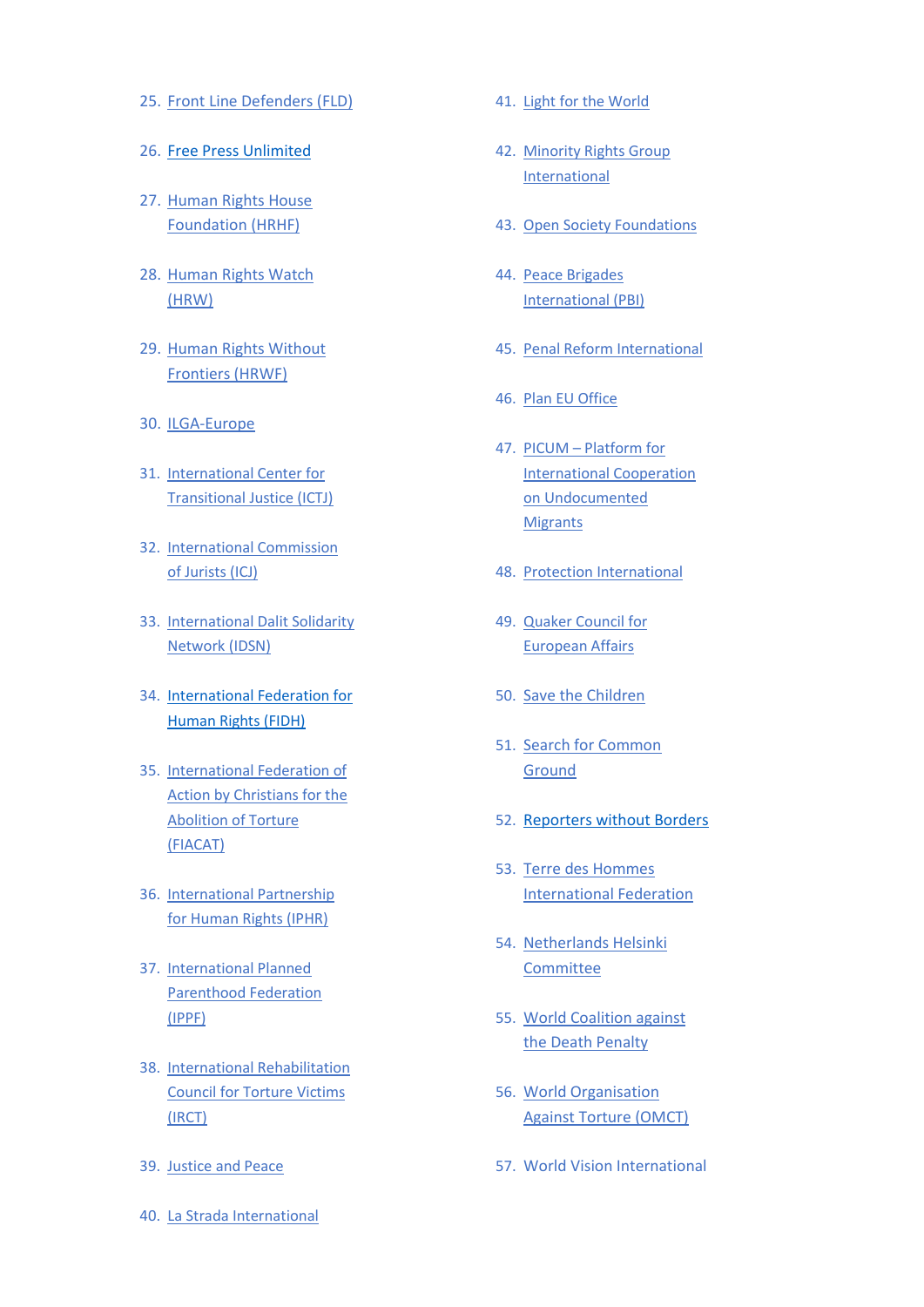25. Front Line Defenders (FLD)
26. Free Press Unlimited
27. Human Rights House Foundation (HRHF)
28. Human Rights Watch (HRW)
29. Human Rights Without Frontiers (HRWF)
30. ILGA-Europe
31. International Center for Transitional Justice (ICTJ)
32. International Commission of Jurists (ICJ)
33. International Dalit Solidarity Network (IDSN)
34. International Federation for Human Rights (FIDH)
35. International Federation of Action by Christians for the Abolition of Torture (FIACAT)
36. International Partnership for Human Rights (IPHR)
37. International Planned Parenthood Federation (IPPF)
38. International Rehabilitation Council for Torture Victims (IRCT)
39. Justice and Peace
40. La Strada International
41. Light for the World
42. Minority Rights Group International
43. Open Society Foundations
44. Peace Brigades International (PBI)
45. Penal Reform International
46. Plan EU Office
47. PICUM – Platform for International Cooperation on Undocumented Migrants
48. Protection International
49. Quaker Council for European Affairs
50. Save the Children
51. Search for Common Ground
52. Reporters without Borders
53. Terre des Hommes International Federation
54. Netherlands Helsinki Committee
55. World Coalition against the Death Penalty
56. World Organisation Against Torture (OMCT)
57. World Vision International